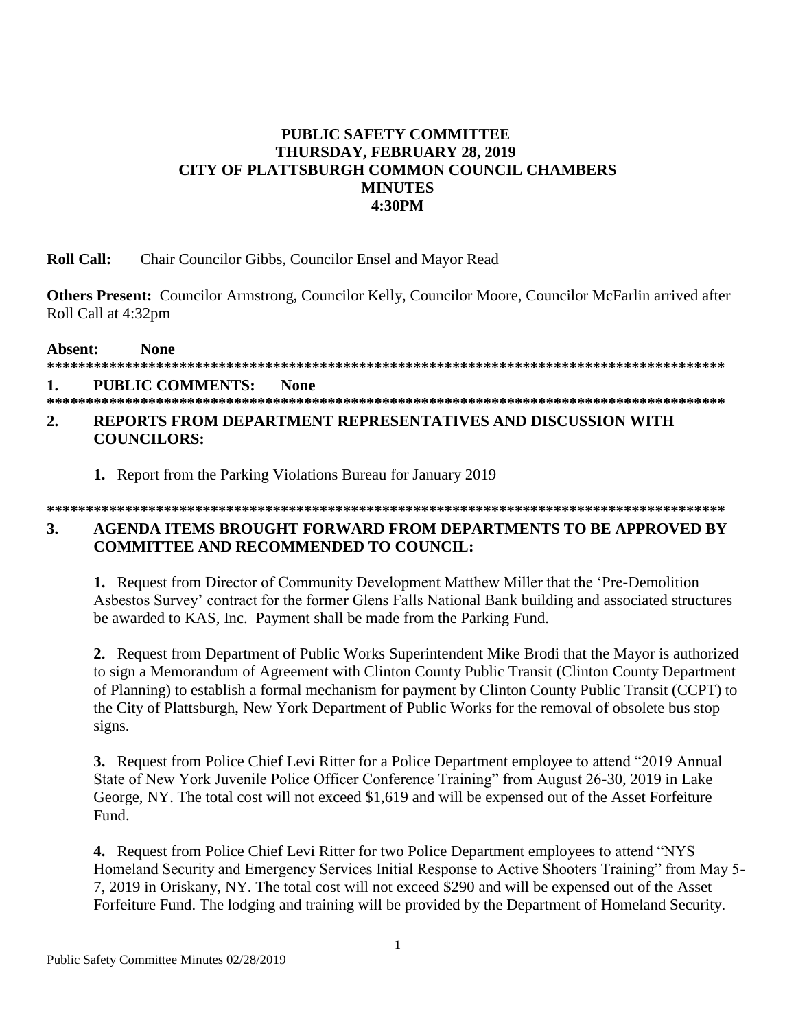**PUBLIC SAFETY COMMITTEE**
**THURSDAY, FEBRUARY 28, 2019**
**CITY OF PLATTSBURGH COMMON COUNCIL CHAMBERS**
**MINUTES**
**4:30PM**

**Roll Call:** Chair Councilor Gibbs, Councilor Ensel and Mayor Read

**Others Present:** Councilor Armstrong, Councilor Kelly, Councilor Moore, Councilor McFarlin arrived after Roll Call at 4:32pm

**Absent: None**

******************************************************************************************

**1. PUBLIC COMMENTS: None**

******************************************************************************************

**2. REPORTS FROM DEPARTMENT REPRESENTATIVES AND DISCUSSION WITH COUNCILORS:**

**1.** Report from the Parking Violations Bureau for January 2019

******************************************************************************************

**3. AGENDA ITEMS BROUGHT FORWARD FROM DEPARTMENTS TO BE APPROVED BY COMMITTEE AND RECOMMENDED TO COUNCIL:**

**1.** Request from Director of Community Development Matthew Miller that the 'Pre-Demolition Asbestos Survey' contract for the former Glens Falls National Bank building and associated structures be awarded to KAS, Inc. Payment shall be made from the Parking Fund.

**2.** Request from Department of Public Works Superintendent Mike Brodi that the Mayor is authorized to sign a Memorandum of Agreement with Clinton County Public Transit (Clinton County Department of Planning) to establish a formal mechanism for payment by Clinton County Public Transit (CCPT) to the City of Plattsburgh, New York Department of Public Works for the removal of obsolete bus stop signs.

**3.** Request from Police Chief Levi Ritter for a Police Department employee to attend "2019 Annual State of New York Juvenile Police Officer Conference Training" from August 26-30, 2019 in Lake George, NY. The total cost will not exceed $1,619 and will be expensed out of the Asset Forfeiture Fund.

**4.** Request from Police Chief Levi Ritter for two Police Department employees to attend "NYS Homeland Security and Emergency Services Initial Response to Active Shooters Training" from May 5-7, 2019 in Oriskany, NY. The total cost will not exceed $290 and will be expensed out of the Asset Forfeiture Fund. The lodging and training will be provided by the Department of Homeland Security.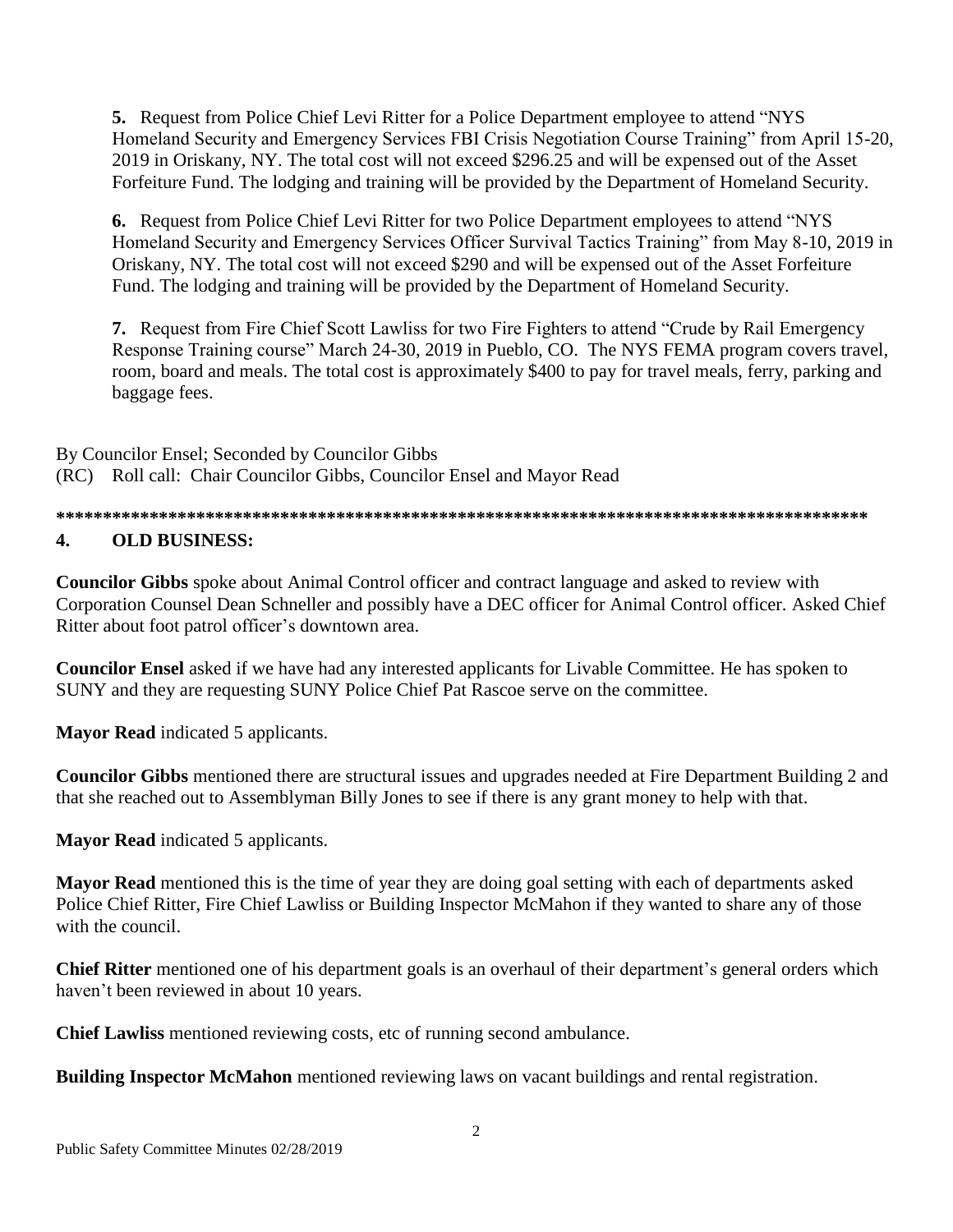**5.** Request from Police Chief Levi Ritter for a Police Department employee to attend "NYS Homeland Security and Emergency Services FBI Crisis Negotiation Course Training" from April 15-20, 2019 in Oriskany, NY. The total cost will not exceed $296.25 and will be expensed out of the Asset Forfeiture Fund. The lodging and training will be provided by the Department of Homeland Security.

**6.** Request from Police Chief Levi Ritter for two Police Department employees to attend "NYS Homeland Security and Emergency Services Officer Survival Tactics Training" from May 8-10, 2019 in Oriskany, NY. The total cost will not exceed $290 and will be expensed out of the Asset Forfeiture Fund. The lodging and training will be provided by the Department of Homeland Security.

**7.** Request from Fire Chief Scott Lawliss for two Fire Fighters to attend "Crude by Rail Emergency Response Training course" March 24-30, 2019 in Pueblo, CO. The NYS FEMA program covers travel, room, board and meals. The total cost is approximately $400 to pay for travel meals, ferry, parking and baggage fees.

By Councilor Ensel; Seconded by Councilor Gibbs
(RC) Roll call: Chair Councilor Gibbs, Councilor Ensel and Mayor Read

**********************************************************************************************

## 4. OLD BUSINESS:

**Councilor Gibbs** spoke about Animal Control officer and contract language and asked to review with Corporation Counsel Dean Schneller and possibly have a DEC officer for Animal Control officer. Asked Chief Ritter about foot patrol officer's downtown area.

**Councilor Ensel** asked if we have had any interested applicants for Livable Committee. He has spoken to SUNY and they are requesting SUNY Police Chief Pat Rascoe serve on the committee.

**Mayor Read** indicated 5 applicants.

**Councilor Gibbs** mentioned there are structural issues and upgrades needed at Fire Department Building 2 and that she reached out to Assemblyman Billy Jones to see if there is any grant money to help with that.

**Mayor Read** indicated 5 applicants.

**Mayor Read** mentioned this is the time of year they are doing goal setting with each of departments asked Police Chief Ritter, Fire Chief Lawliss or Building Inspector McMahon if they wanted to share any of those with the council.

**Chief Ritter** mentioned one of his department goals is an overhaul of their department's general orders which haven't been reviewed in about 10 years.

**Chief Lawliss** mentioned reviewing costs, etc of running second ambulance.

**Building Inspector McMahon** mentioned reviewing laws on vacant buildings and rental registration.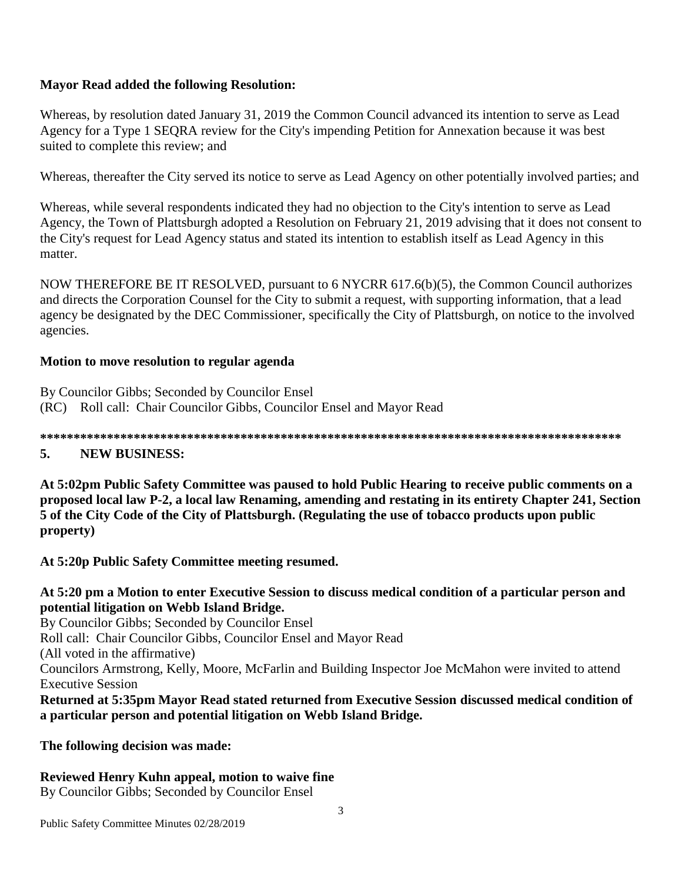**Mayor Read added the following Resolution:**

Whereas, by resolution dated January 31, 2019 the Common Council advanced its intention to serve as Lead Agency for a Type 1 SEQRA review for the City's impending Petition for Annexation because it was best suited to complete this review; and

Whereas, thereafter the City served its notice to serve as Lead Agency on other potentially involved parties; and

Whereas, while several respondents indicated they had no objection to the City's intention to serve as Lead Agency, the Town of Plattsburgh adopted a Resolution on February 21, 2019 advising that it does not consent to the City's request for Lead Agency status and stated its intention to establish itself as Lead Agency in this matter.

NOW THEREFORE BE IT RESOLVED, pursuant to 6 NYCRR 617.6(b)(5), the Common Council authorizes and directs the Corporation Counsel for the City to submit a request, with supporting information, that a lead agency be designated by the DEC Commissioner, specifically the City of Plattsburgh, on notice to the involved agencies.

**Motion to move resolution to regular agenda**

By Councilor Gibbs; Seconded by Councilor Ensel
(RC) Roll call: Chair Councilor Gibbs, Councilor Ensel and Mayor Read

**\*\*\*\*\*\*\*\*\*\*\*\*\*\*\*\*\*\*\*\*\*\*\*\*\*\*\*\*\*\*\*\*\*\*\*\*\*\*\*\*\*\*\*\*\*\*\*\*\*\*\*\*\*\*\*\*\*\*\*\*\*\*\*\*\*\*\*\*\*\*\*\*\*\*\*\*\*\*\*\*\*\*\*\*\*\*\*\*\*\***

**5. NEW BUSINESS:**

**At 5:02pm Public Safety Committee was paused to hold Public Hearing to receive public comments on a proposed local law P-2, a local law Renaming, amending and restating in its entirety Chapter 241, Section 5 of the City Code of the City of Plattsburgh. (Regulating the use of tobacco products upon public property)**

**At 5:20p Public Safety Committee meeting resumed.**

**At 5:20 pm a Motion to enter Executive Session to discuss medical condition of a particular person and potential litigation on Webb Island Bridge.**
By Councilor Gibbs; Seconded by Councilor Ensel
Roll call: Chair Councilor Gibbs, Councilor Ensel and Mayor Read
(All voted in the affirmative)
Councilors Armstrong, Kelly, Moore, McFarlin and Building Inspector Joe McMahon were invited to attend Executive Session
**Returned at 5:35pm Mayor Read stated returned from Executive Session discussed medical condition of a particular person and potential litigation on Webb Island Bridge.**

**The following decision was made:**

**Reviewed Henry Kuhn appeal, motion to waive fine**
By Councilor Gibbs; Seconded by Councilor Ensel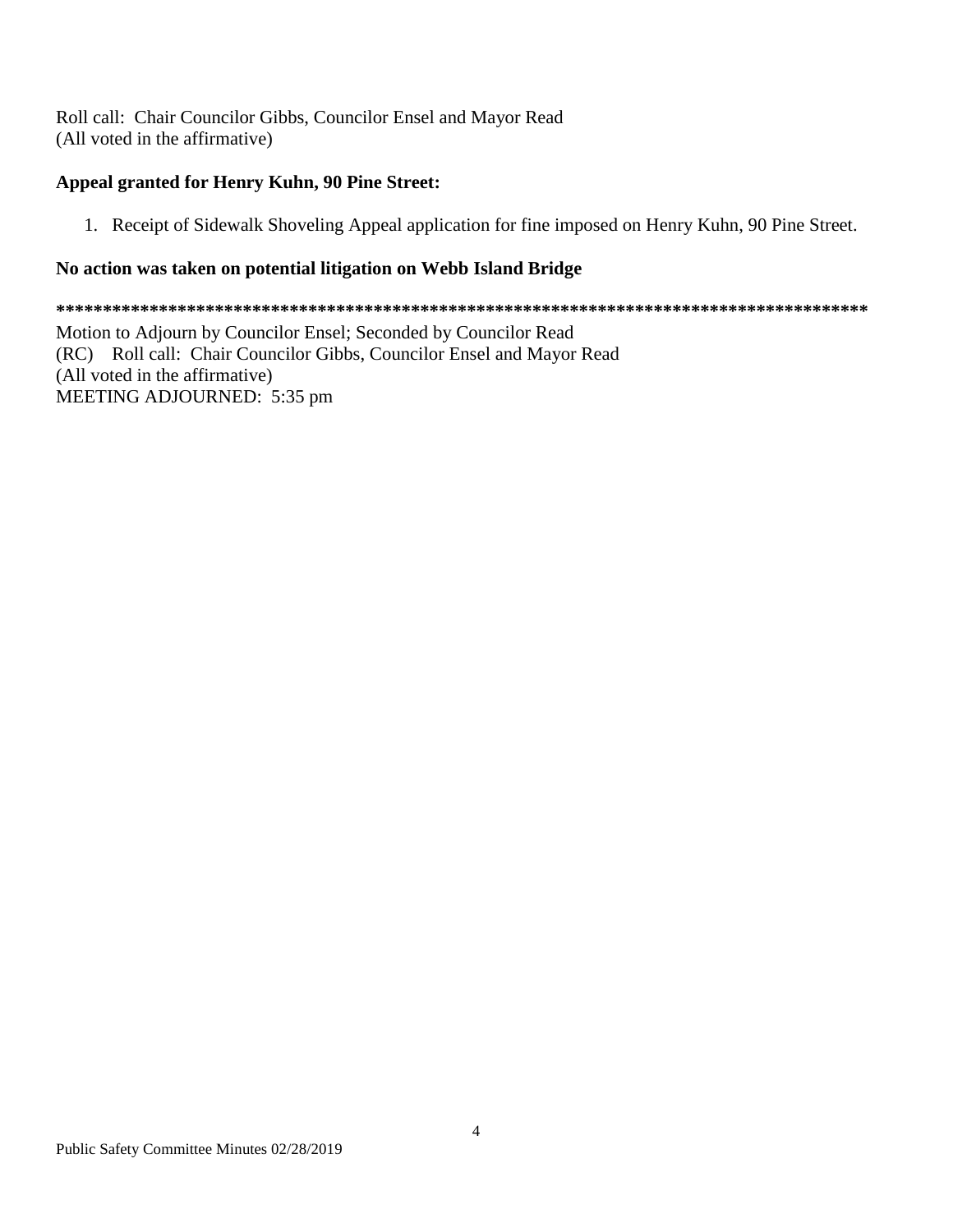Roll call: Chair Councilor Gibbs, Councilor Ensel and Mayor Read
(All voted in the affirmative)

**Appeal granted for Henry Kuhn, 90 Pine Street:**

1. Receipt of Sidewalk Shoveling Appeal application for fine imposed on Henry Kuhn, 90 Pine Street.

**No action was taken on potential litigation on Webb Island Bridge**

**\*\*\*\*\*\*\*\*\*\*\*\*\*\*\*\*\*\*\*\*\*\*\*\*\*\*\*\*\*\*\*\*\*\*\*\*\*\*\*\*\*\*\*\*\*\*\*\*\*\*\*\*\*\*\*\*\*\*\*\*\*\*\*\*\*\*\*\*\*\*\*\*\*\*\*\*\*\*\*\*\*\*\*\*\*\***

Motion to Adjourn by Councilor Ensel; Seconded by Councilor Read
(RC) Roll call: Chair Councilor Gibbs, Councilor Ensel and Mayor Read
(All voted in the affirmative)
MEETING ADJOURNED: 5:35 pm